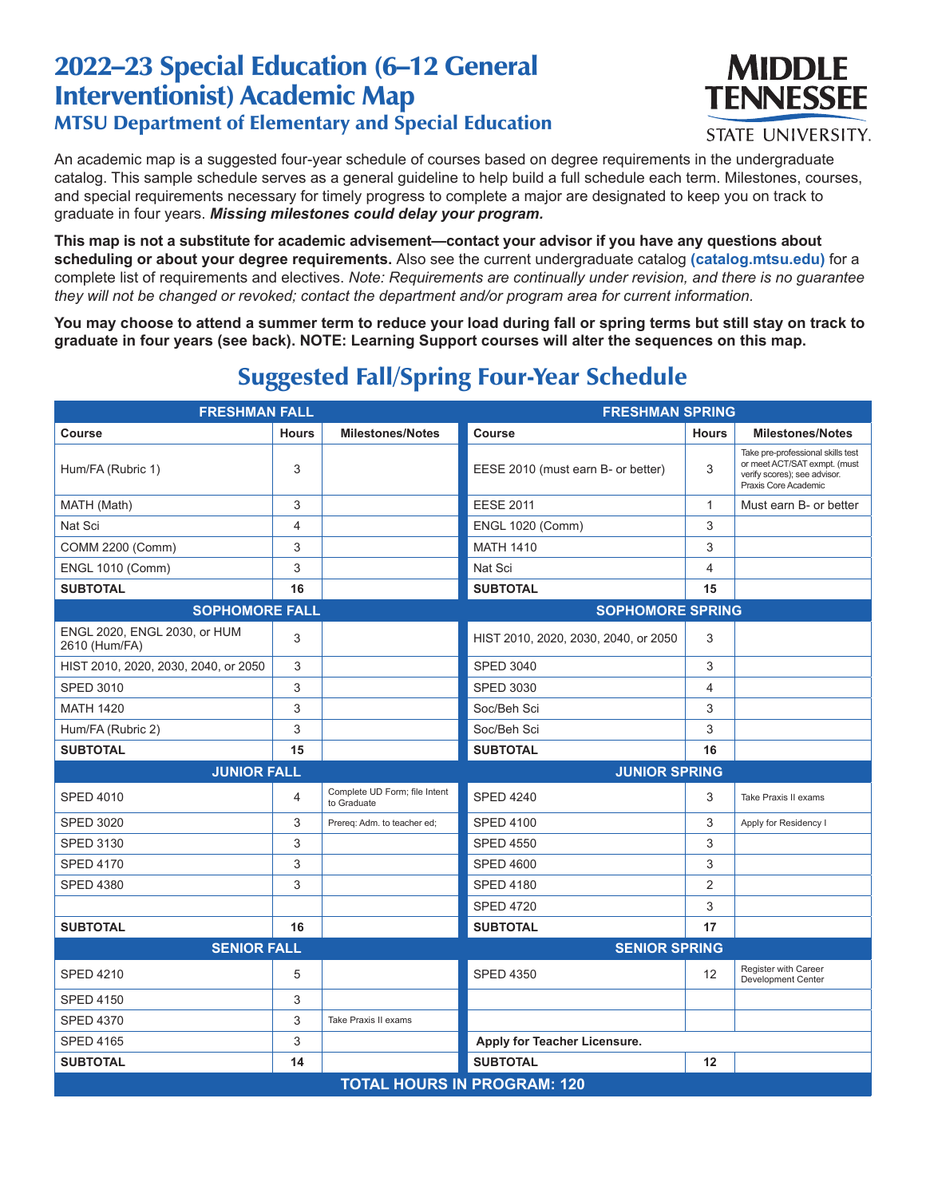# 2022–23 Special Education (6–12 General Interventionist) Academic Map

## MTSU Department of Elementary and Special Education

An academic map is a suggested four-year schedule of courses based on degree requirements in the undergraduate catalog. This sample schedule serves as a general guideline to help build a full schedule each term. Milestones, courses, and special requirements necessary for timely progress to complete a major are designated to keep you on track to graduate in four years. ***Missing milestones could delay your program.***

**This map is not a substitute for academic advisement—contact your advisor if you have any questions about scheduling or about your degree requirements.** Also see the current undergraduate catalog **(catalog.mtsu.edu)** for a complete list of requirements and electives. *Note: Requirements are continually under revision, and there is no guarantee they will not be changed or revoked; contact the department and/or program area for current information.*

**You may choose to attend a summer term to reduce your load during fall or spring terms but still stay on track to graduate in four years (see back). NOTE: Learning Support courses will alter the sequences on this map.**

## Suggested Fall/Spring Four-Year Schedule

| FRESHMAN FALL | | | FRESHMAN SPRING | | |
|---|---|---|---|---|---|
| **Course** | **Hours** | **Milestones/Notes** | **Course** | **Hours** | **Milestones/Notes** |
| Hum/FA (Rubric 1) | 3 | | EESE 2010 (must earn B- or better) | 3 | Take pre-professional skills test or meet ACT/SAT exmpt. (must verify scores); see advisor. Praxis Core Academic |
| MATH (Math) | 3 | | EESE 2011 | 1 | Must earn B- or better |
| Nat Sci | 4 | | ENGL 1020 (Comm) | 3 | |
| COMM 2200 (Comm) | 3 | | MATH 1410 | 3 | |
| ENGL 1010 (Comm) | 3 | | Nat Sci | 4 | |
| **SUBTOTAL** | **16** | | **SUBTOTAL** | **15** | |
| **SOPHOMORE FALL** | | | **SOPHOMORE SPRING** | | |
| ENGL 2020, ENGL 2030, or HUM 2610 (Hum/FA) | 3 | | HIST 2010, 2020, 2030, 2040, or 2050 | 3 | |
| HIST 2010, 2020, 2030, 2040, or 2050 | 3 | | SPED 3040 | 3 | |
| SPED 3010 | 3 | | SPED 3030 | 4 | |
| MATH 1420 | 3 | | Soc/Beh Sci | 3 | |
| Hum/FA (Rubric 2) | 3 | | Soc/Beh Sci | 3 | |
| **SUBTOTAL** | **15** | | **SUBTOTAL** | **16** | |
| **JUNIOR FALL** | | | **JUNIOR SPRING** | | |
| SPED 4010 | 4 | Complete UD Form; file Intent to Graduate | SPED 4240 | 3 | Take Praxis II exams |
| SPED 3020 | 3 | Prereq: Adm. to teacher ed; | SPED 4100 | 3 | Apply for Residency I |
| SPED 3130 | 3 | | SPED 4550 | 3 | |
| SPED 4170 | 3 | | SPED 4600 | 3 | |
| SPED 4380 | 3 | | SPED 4180 | 2 | |
| | | | SPED 4720 | 3 | |
| **SUBTOTAL** | **16** | | **SUBTOTAL** | **17** | |
| **SENIOR FALL** | | | **SENIOR SPRING** | | |
| SPED 4210 | 5 | | SPED 4350 | 12 | Register with Career Development Center |
| SPED 4150 | 3 | | | | |
| SPED 4370 | 3 | Take Praxis II exams | | | |
| SPED 4165 | 3 | | **Apply for Teacher Licensure.** | | |
| **SUBTOTAL** | **14** | | **SUBTOTAL** | **12** | |
| **TOTAL HOURS IN PROGRAM: 120** | | | | | |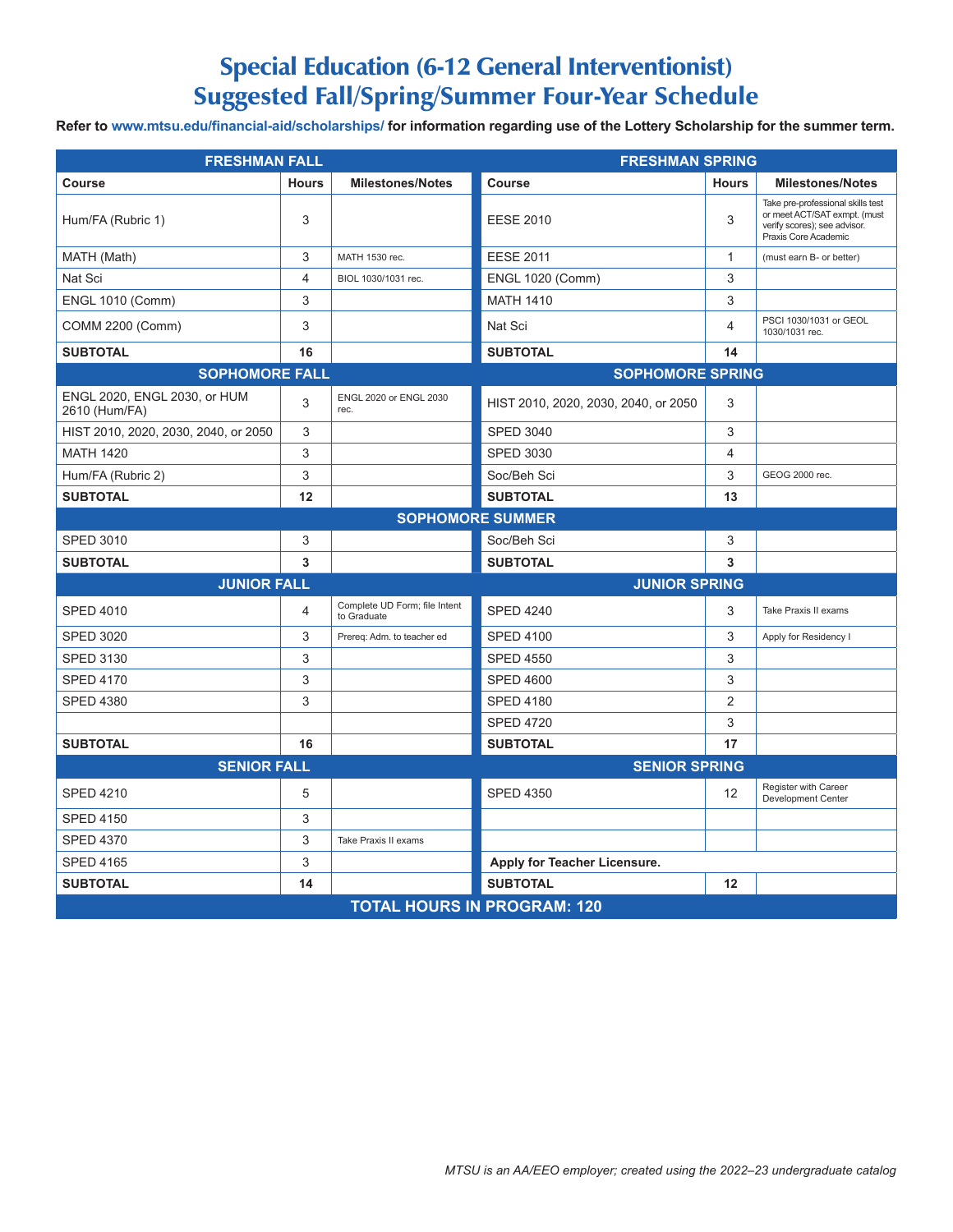# Special Education (6-12 General Interventionist)
# Suggested Fall/Spring/Summer Four-Year Schedule

**Refer to www.mtsu.edu/financial-aid/scholarships/ for information regarding use of the Lottery Scholarship for the summer term.**

| FRESHMAN FALL | | | FRESHMAN SPRING | | |
|---|---|---|---|---|---|
| **Course** | **Hours** | **Milestones/Notes** | **Course** | **Hours** | **Milestones/Notes** |
| Hum/FA (Rubric 1) | 3 | | EESE 2010 | 3 | Take pre-professional skills test or meet ACT/SAT exmpt. (must verify scores); see advisor. Praxis Core Academic |
| MATH (Math) | 3 | MATH 1530 rec. | EESE 2011 | 1 | (must earn B- or better) |
| Nat Sci | 4 | BIOL 1030/1031 rec. | ENGL 1020 (Comm) | 3 | |
| ENGL 1010 (Comm) | 3 | | MATH 1410 | 3 | |
| COMM 2200 (Comm) | 3 | | Nat Sci | 4 | PSCI 1030/1031 or GEOL 1030/1031 rec. |
| **SUBTOTAL** | **16** | | **SUBTOTAL** | **14** | |
| **SOPHOMORE FALL** | | | **SOPHOMORE SPRING** | | |
| ENGL 2020, ENGL 2030, or HUM 2610 (Hum/FA) | 3 | ENGL 2020 or ENGL 2030 rec. | HIST 2010, 2020, 2030, 2040, or 2050 | 3 | |
| HIST 2010, 2020, 2030, 2040, or 2050 | 3 | | SPED 3040 | 3 | |
| MATH 1420 | 3 | | SPED 3030 | 4 | |
| Hum/FA (Rubric 2) | 3 | | Soc/Beh Sci | 3 | GEOG 2000 rec. |
| **SUBTOTAL** | **12** | | **SUBTOTAL** | **13** | |
| **SOPHOMORE SUMMER** | | | | | |
| SPED 3010 | 3 | | Soc/Beh Sci | 3 | |
| **SUBTOTAL** | **3** | | **SUBTOTAL** | **3** | |
| **JUNIOR FALL** | | | **JUNIOR SPRING** | | |
| SPED 4010 | 4 | Complete UD Form; file Intent to Graduate | SPED 4240 | 3 | Take Praxis II exams |
| SPED 3020 | 3 | Prereq: Adm. to teacher ed | SPED 4100 | 3 | Apply for Residency I |
| SPED 3130 | 3 | | SPED 4550 | 3 | |
| SPED 4170 | 3 | | SPED 4600 | 3 | |
| SPED 4380 | 3 | | SPED 4180 | 2 | |
| | | | SPED 4720 | 3 | |
| **SUBTOTAL** | **16** | | **SUBTOTAL** | **17** | |
| **SENIOR FALL** | | | **SENIOR SPRING** | | |
| SPED 4210 | 5 | | SPED 4350 | 12 | Register with Career Development Center |
| SPED 4150 | 3 | | | | |
| SPED 4370 | 3 | Take Praxis II exams | | | |
| SPED 4165 | 3 | | **Apply for Teacher Licensure.** | | |
| **SUBTOTAL** | **14** | | **SUBTOTAL** | **12** | |
| **TOTAL HOURS IN PROGRAM: 120** | | | | | |

*MTSU is an AA/EEO employer; created using the 2022–23 undergraduate catalog*